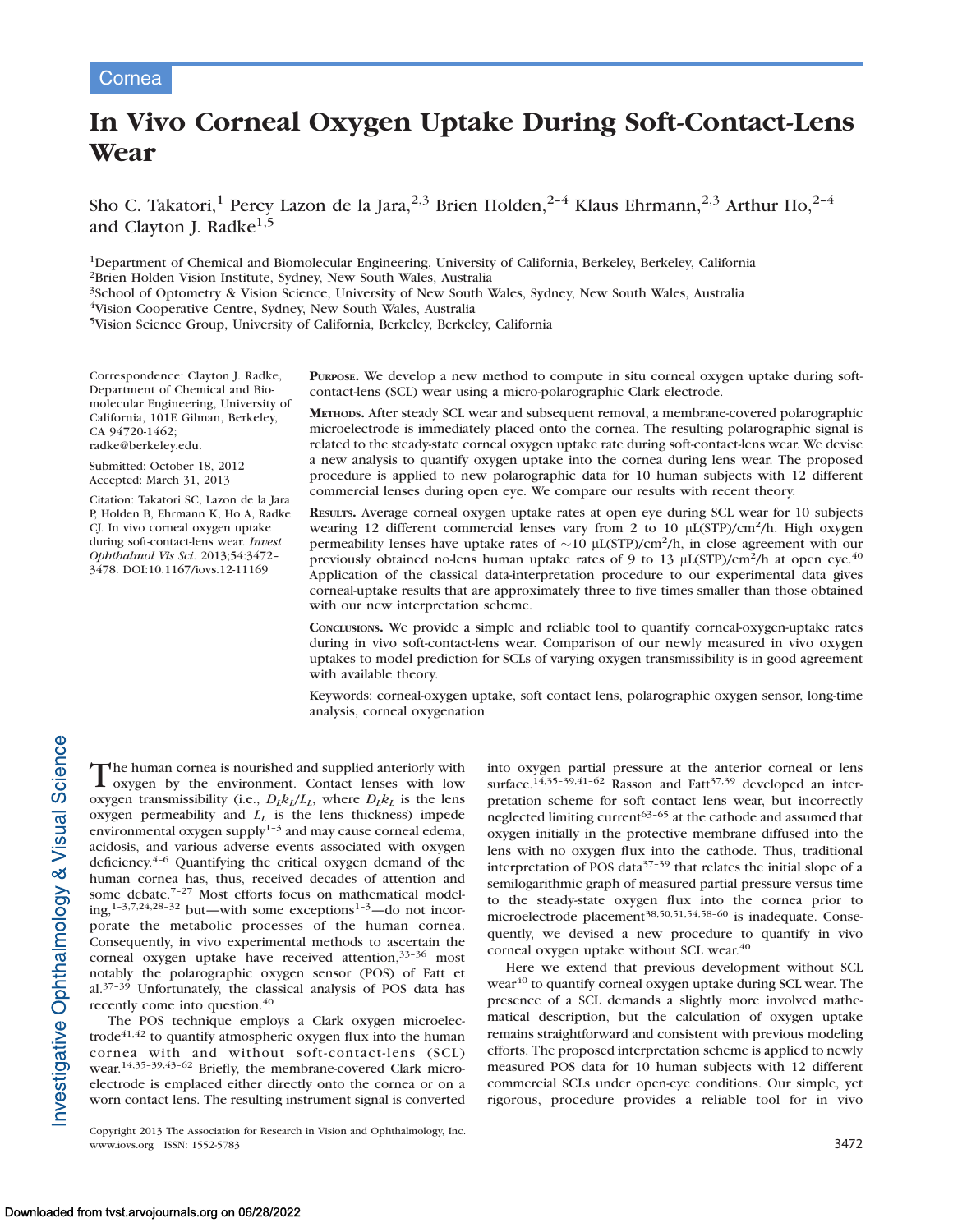Cornea

# In Vivo Corneal Oxygen Uptake During Soft-Contact-Lens Wear

Sho C. Takatori,[1] Percy Lazon de la Jara,[2,3] Brien Holden,[2–4] Klaus Ehrmann,[2,3] Arthur Ho,[2–4] and Clayton J. Radke[1,5]

[1]Department of Chemical and Biomolecular Engineering, University of California, Berkeley, Berkeley, California
[2]Brien Holden Vision Institute, Sydney, New South Wales, Australia
[3]School of Optometry & Vision Science, University of New South Wales, Sydney, New South Wales, Australia
[4]Vision Cooperative Centre, Sydney, New South Wales, Australia
[5]Vision Science Group, University of California, Berkeley, Berkeley, California

Correspondence: Clayton J. Radke, Department of Chemical and Biomolecular Engineering, University of California, 101E Gilman, Berkeley, CA 94720-1462; radke@berkeley.edu.

Submitted: October 18, 2012
Accepted: March 31, 2013

Citation: Takatori SC, Lazon de la Jara P, Holden B, Ehrmann K, Ho A, Radke CJ. In vivo corneal oxygen uptake during soft-contact-lens wear. *Invest Ophthalmol Vis Sci*. 2013;54:3472–3478. DOI:10.1167/iovs.12-11169

**Purpose.** We develop a new method to compute in situ corneal oxygen uptake during soft-contact-lens (SCL) wear using a micro-polarographic Clark electrode.

**Methods.** After steady SCL wear and subsequent removal, a membrane-covered polarographic microelectrode is immediately placed onto the cornea. The resulting polarographic signal is related to the steady-state corneal oxygen uptake rate during soft-contact-lens wear. We devise a new analysis to quantify oxygen uptake into the cornea during lens wear. The proposed procedure is applied to new polarographic data for 10 human subjects with 12 different commercial lenses during open eye. We compare our results with recent theory.

**Results.** Average corneal oxygen uptake rates at open eye during SCL wear for 10 subjects wearing 12 different commercial lenses vary from 2 to 10 μL(STP)/cm$^2$/h. High oxygen permeability lenses have uptake rates of ~10 μL(STP)/cm$^2$/h, in close agreement with our previously obtained no-lens human uptake rates of 9 to 13 μL(STP)/cm$^2$/h at open eye.[40] Application of the classical data-interpretation procedure to our experimental data gives corneal-uptake results that are approximately three to five times smaller than those obtained with our new interpretation scheme.

**Conclusions.** We provide a simple and reliable tool to quantify corneal-oxygen-uptake rates during in vivo soft-contact-lens wear. Comparison of our newly measured in vivo oxygen uptakes to model prediction for SCLs of varying oxygen transmissibility is in good agreement with available theory.

Keywords: corneal-oxygen uptake, soft contact lens, polarographic oxygen sensor, long-time analysis, corneal oxygenation

The human cornea is nourished and supplied anteriorly with oxygen by the environment. Contact lenses with low oxygen transmissibility (i.e., $D_L k_L / L_L$, where $D_L k_L$ is the lens oxygen permeability and $L_L$ is the lens thickness) impede environmental oxygen supply[1–3] and may cause corneal edema, acidosis, and various adverse events associated with oxygen deficiency.[4–6] Quantifying the critical oxygen demand of the human cornea has, thus, received decades of attention and some debate.[7–27] Most efforts focus on mathematical modeling,[1–3,7,24,28–32] but—with some exceptions[1–3]—do not incorporate the metabolic processes of the human cornea. Consequently, in vivo experimental methods to ascertain the corneal oxygen uptake have received attention,[33–36] most notably the polarographic oxygen sensor (POS) of Fatt et al.[37–39] Unfortunately, the classical analysis of POS data has recently come into question.[40]

The POS technique employs a Clark oxygen microelectrode[41,42] to quantify atmospheric oxygen flux into the human cornea with and without soft-contact-lens (SCL) wear.[14,35–39,43–62] Briefly, the membrane-covered Clark microelectrode is emplaced either directly onto the cornea or on a worn contact lens. The resulting instrument signal is converted into oxygen partial pressure at the anterior corneal or lens surface.[14,35–39,41–62] Rasson and Fatt[37,39] developed an interpretation scheme for soft contact lens wear, but incorrectly neglected limiting current[63–65] at the cathode and assumed that oxygen initially in the protective membrane diffused into the lens with no oxygen flux into the cathode. Thus, traditional interpretation of POS data[37–39] that relates the initial slope of a semilogarithmic graph of measured partial pressure versus time to the steady-state oxygen flux into the cornea prior to microelectrode placement[38,50,51,54,58–60] is inadequate. Consequently, we devised a new procedure to quantify in vivo corneal oxygen uptake without SCL wear.[40]

Here we extend that previous development without SCL wear[40] to quantify corneal oxygen uptake during SCL wear. The presence of a SCL demands a slightly more involved mathematical description, but the calculation of oxygen uptake remains straightforward and consistent with previous modeling efforts. The proposed interpretation scheme is applied to newly measured POS data for 10 human subjects with 12 different commercial SCLs under open-eye conditions. Our simple, yet rigorous, procedure provides a reliable tool for in vivo

Copyright 2013 The Association for Research in Vision and Ophthalmology, Inc.
www.iovs.org | ISSN: 1552-5783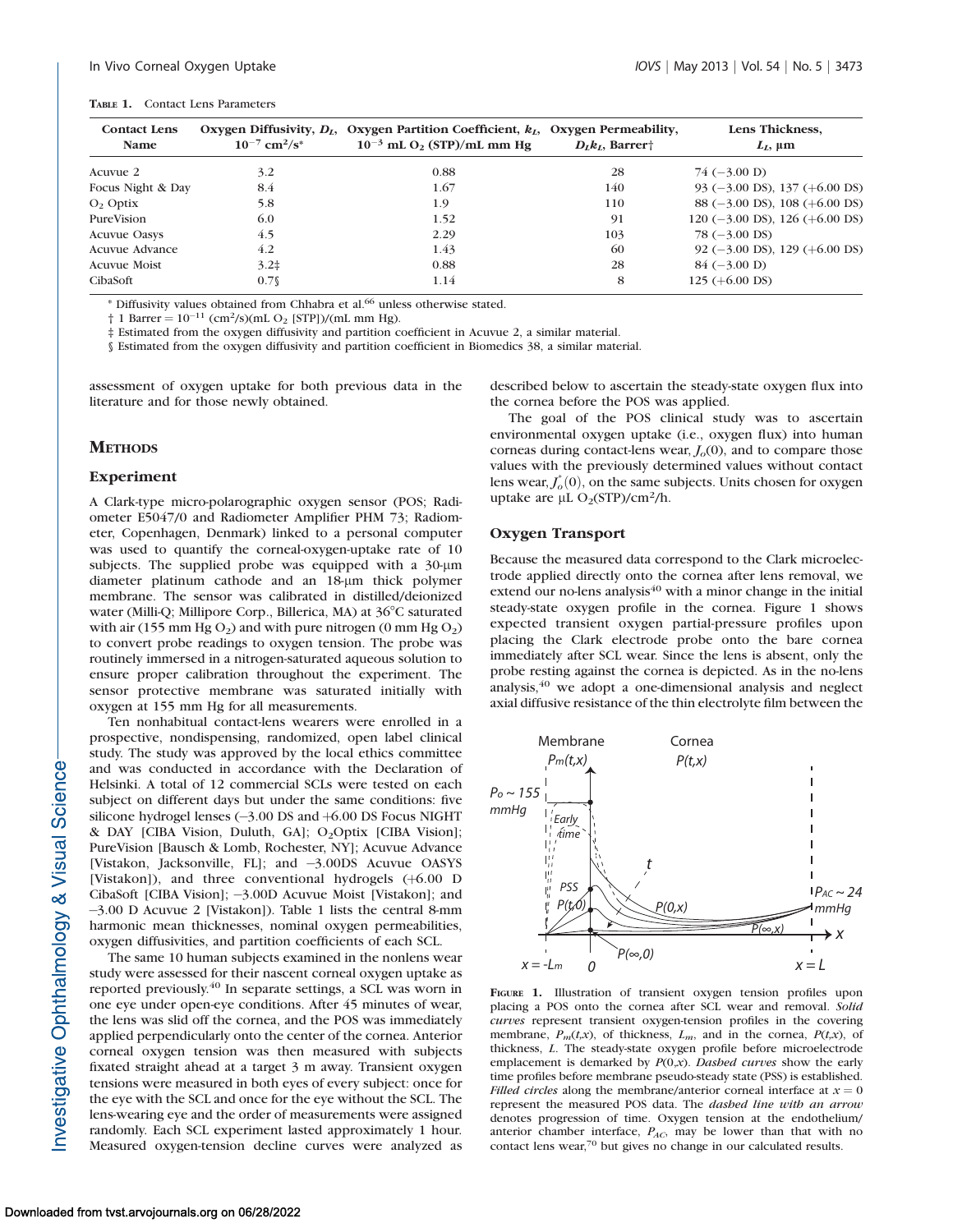**TABLE 1.** Contact Lens Parameters

| Contact Lens Name | Oxygen Diffusivity, $D_L$, $10^{-7}$ cm²/s* | Oxygen Partition Coefficient, $k_L$, $10^{-3}$ mL $O_2$ (STP)/mL mm Hg | Oxygen Permeability, $D_L k_L$, Barrer† | Lens Thickness, $L_L$, μm |
|---|---|---|---|---|
| Acuvue 2 | 3.2 | 0.88 | 28 | 74 (−3.00 D) |
| Focus Night & Day | 8.4 | 1.67 | 140 | 93 (−3.00 DS), 137 (+6.00 DS) |
| $O_2$ Optix | 5.8 | 1.9 | 110 | 88 (−3.00 DS), 108 (+6.00 DS) |
| PureVision | 6.0 | 1.52 | 91 | 120 (−3.00 DS), 126 (+6.00 DS) |
| Acuvue Oasys | 4.5 | 2.29 | 103 | 78 (−3.00 DS) |
| Acuvue Advance | 4.2 | 1.43 | 60 | 92 (−3.00 DS), 129 (+6.00 DS) |
| Acuvue Moist | 3.2‡ | 0.88 | 28 | 84 (−3.00 D) |
| CibaSoft | 0.7§ | 1.14 | 8 | 125 (+6.00 DS) |

\* Diffusivity values obtained from Chhabra et al.[66] unless otherwise stated.

† 1 Barrer = $10^{-11}$ (cm²/s)(mL $O_2$ [STP])/(mL mm Hg).

‡ Estimated from the oxygen diffusivity and partition coefficient in Acuvue 2, a similar material.

§ Estimated from the oxygen diffusivity and partition coefficient in Biomedics 38, a similar material.

assessment of oxygen uptake for both previous data in the literature and for those newly obtained.

## METHODS

### Experiment

A Clark-type micro-polarographic oxygen sensor (POS; Radiometer E5047/0 and Radiometer Amplifier PHM 73; Radiometer, Copenhagen, Denmark) linked to a personal computer was used to quantify the corneal-oxygen-uptake rate of 10 subjects. The supplied probe was equipped with a 30-μm diameter platinum cathode and an 18-μm thick polymer membrane. The sensor was calibrated in distilled/deionized water (Milli-Q; Millipore Corp., Billerica, MA) at 36°C saturated with air (155 mm Hg $O_2$) and with pure nitrogen (0 mm Hg $O_2$) to convert probe readings to oxygen tension. The probe was routinely immersed in a nitrogen-saturated aqueous solution to ensure proper calibration throughout the experiment. The sensor protective membrane was saturated initially with oxygen at 155 mm Hg for all measurements.

Ten nonhabitual contact-lens wearers were enrolled in a prospective, nondispensing, randomized, open label clinical study. The study was approved by the local ethics committee and was conducted in accordance with the Declaration of Helsinki. A total of 12 commercial SCLs were tested on each subject on different days but under the same conditions: five silicone hydrogel lenses (−3.00 DS and +6.00 DS Focus NIGHT & DAY [CIBA Vision, Duluth, GA]; $O_2$Optix [CIBA Vision]; PureVision [Bausch & Lomb, Rochester, NY]; Acuvue Advance [Vistakon, Jacksonville, FL]; and −3.00DS Acuvue OASYS [Vistakon]), and three conventional hydrogels (+6.00 D CibaSoft [CIBA Vision]; −3.00D Acuvue Moist [Vistakon]; and −3.00 D Acuvue 2 [Vistakon]). Table 1 lists the central 8-mm harmonic mean thicknesses, nominal oxygen permeabilities, oxygen diffusivities, and partition coefficients of each SCL.

The same 10 human subjects examined in the nonlens wear study were assessed for their nascent corneal oxygen uptake as reported previously.[40] In separate settings, a SCL was worn in one eye under open-eye conditions. After 45 minutes of wear, the lens was slid off the cornea, and the POS was immediately applied perpendicularly onto the center of the cornea. Anterior corneal oxygen tension was then measured with subjects fixated straight ahead at a target 3 m away. Transient oxygen tensions were measured in both eyes of every subject: once for the eye with the SCL and once for the eye without the SCL. The lens-wearing eye and the order of measurements were assigned randomly. Each SCL experiment lasted approximately 1 hour. Measured oxygen-tension decline curves were analyzed as described below to ascertain the steady-state oxygen flux into the cornea before the POS was applied.

The goal of the POS clinical study was to ascertain environmental oxygen uptake (i.e., oxygen flux) into human corneas during contact-lens wear, $J_o(0)$, and to compare those values with the previously determined values without contact lens wear, $J_o^*(0)$, on the same subjects. Units chosen for oxygen uptake are μL $O_2$(STP)/cm²/h.

### Oxygen Transport

Because the measured data correspond to the Clark microelectrode applied directly onto the cornea after lens removal, we extend our no-lens analysis[40] with a minor change in the initial steady-state oxygen profile in the cornea. Figure 1 shows expected transient oxygen partial-pressure profiles upon placing the Clark electrode probe onto the bare cornea immediately after SCL wear. Since the lens is absent, only the probe resting against the cornea is depicted. As in the no-lens analysis,[40] we adopt a one-dimensional analysis and neglect axial diffusive resistance of the thin electrolyte film between the

**FIGURE 1.** Illustration of transient oxygen tension profiles upon placing a POS onto the cornea after SCL wear and removal. *Solid curves* represent transient oxygen-tension profiles in the covering membrane, $P_m(t,x)$, of thickness, $L_m$, and in the cornea, $P(t,x)$, of thickness, $L$. The steady-state oxygen profile before microelectrode emplacement is demarked by $P(0,x)$. *Dashed curves* show the early time profiles before membrane pseudo-steady state (PSS) is established. *Filled circles* along the membrane/anterior corneal interface at $x = 0$ represent the measured POS data. The *dashed line with an arrow* denotes progression of time. Oxygen tension at the endothelium/anterior chamber interface, $P_{AC}$, may be lower than that with no contact lens wear,[70] but gives no change in our calculated results.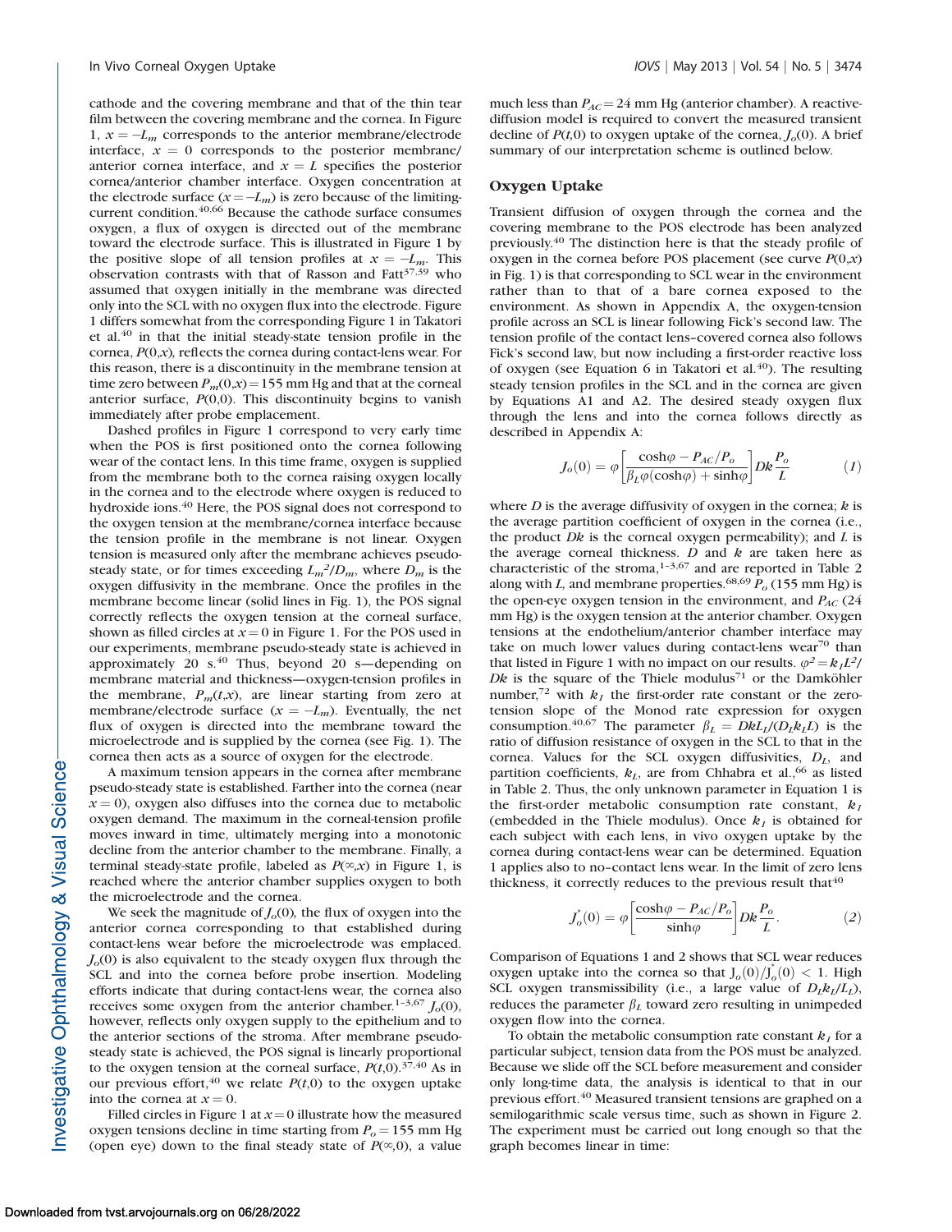cathode and the covering membrane and that of the thin tear film between the covering membrane and the cornea. In Figure 1, $x = -L_m$ corresponds to the anterior membrane/electrode interface, $x = 0$ corresponds to the posterior membrane/anterior cornea interface, and $x = L$ specifies the posterior cornea/anterior chamber interface. Oxygen concentration at the electrode surface ($x = -L_m$) is zero because of the limiting-current condition.[40,66] Because the cathode surface consumes oxygen, a flux of oxygen is directed out of the membrane toward the electrode surface. This is illustrated in Figure 1 by the positive slope of all tension profiles at $x = -L_m$. This observation contrasts with that of Rasson and Fatt[37,39] who assumed that oxygen initially in the membrane was directed only into the SCL with no oxygen flux into the electrode. Figure 1 differs somewhat from the corresponding Figure 1 in Takatori et al.[40] in that the initial steady-state tension profile in the cornea, $P(0,x)$, reflects the cornea during contact-lens wear. For this reason, there is a discontinuity in the membrane tension at time zero between $P_m(0,x) = 155$ mm Hg and that at the corneal anterior surface, $P(0,0)$. This discontinuity begins to vanish immediately after probe emplacement.

Dashed profiles in Figure 1 correspond to very early time when the POS is first positioned onto the cornea following wear of the contact lens. In this time frame, oxygen is supplied from the membrane both to the cornea raising oxygen locally in the cornea and to the electrode where oxygen is reduced to hydroxide ions.[40] Here, the POS signal does not correspond to the oxygen tension at the membrane/cornea interface because the tension profile in the membrane is not linear. Oxygen tension is measured only after the membrane achieves pseudo-steady state, or for times exceeding $L_m^2/D_m$, where $D_m$ is the oxygen diffusivity in the membrane. Once the profiles in the membrane become linear (solid lines in Fig. 1), the POS signal correctly reflects the oxygen tension at the corneal surface, shown as filled circles at $x = 0$ in Figure 1. For the POS used in our experiments, membrane pseudo-steady state is achieved in approximately 20 s.[40] Thus, beyond 20 s—depending on membrane material and thickness—oxygen-tension profiles in the membrane, $P_m(t,x)$, are linear starting from zero at membrane/electrode surface ($x = -L_m$). Eventually, the net flux of oxygen is directed into the membrane toward the microelectrode and is supplied by the cornea (see Fig. 1). The cornea then acts as a source of oxygen for the electrode.

A maximum tension appears in the cornea after membrane pseudo-steady state is established. Farther into the cornea (near $x = 0$), oxygen also diffuses into the cornea due to metabolic oxygen demand. The maximum in the corneal-tension profile moves inward in time, ultimately merging into a monotonic decline from the anterior chamber to the membrane. Finally, a terminal steady-state profile, labeled as $P(\infty,x)$ in Figure 1, is reached where the anterior chamber supplies oxygen to both the microelectrode and the cornea.

We seek the magnitude of $J_o(0)$, the flux of oxygen into the anterior cornea corresponding to that established during contact-lens wear before the microelectrode was emplaced. $J_o(0)$ is also equivalent to the steady oxygen flux through the SCL and into the cornea before probe insertion. Modeling efforts indicate that during contact-lens wear, the cornea also receives some oxygen from the anterior chamber.[1–3,67] $J_o(0)$, however, reflects only oxygen supply to the epithelium and to the anterior sections of the stroma. After membrane pseudo-steady state is achieved, the POS signal is linearly proportional to the oxygen tension at the corneal surface, $P(t,0)$.[37,40] As in our previous effort,[40] we relate $P(t,0)$ to the oxygen uptake into the cornea at $x = 0$.

Filled circles in Figure 1 at $x = 0$ illustrate how the measured oxygen tensions decline in time starting from $P_o = 155$ mm Hg (open eye) down to the final steady state of $P(\infty,0)$, a value much less than $P_{AC} = 24$ mm Hg (anterior chamber). A reactive-diffusion model is required to convert the measured transient decline of $P(t,0)$ to oxygen uptake of the cornea, $J_o(0)$. A brief summary of our interpretation scheme is outlined below.

## Oxygen Uptake

Transient diffusion of oxygen through the cornea and the covering membrane to the POS electrode has been analyzed previously.[40] The distinction here is that the steady profile of oxygen in the cornea before POS placement (see curve $P(0,x)$ in Fig. 1) is that corresponding to SCL wear in the environment rather than to that of a bare cornea exposed to the environment. As shown in Appendix A, the oxygen-tension profile across an SCL is linear following Fick's second law. The tension profile of the contact lens–covered cornea also follows Fick's second law, but now including a first-order reactive loss of oxygen (see Equation 6 in Takatori et al.[40]). The resulting steady tension profiles in the SCL and in the cornea are given by Equations A1 and A2. The desired steady oxygen flux through the lens and into the cornea follows directly as described in Appendix A:

$$J_o(0) = \varphi\left[\frac{\cosh\varphi - P_{AC}/P_o}{\beta_L\varphi(\cosh\varphi) + \sinh\varphi}\right]Dk\frac{P_o}{L} \tag{1}$$

where $D$ is the average diffusivity of oxygen in the cornea; $k$ is the average partition coefficient of oxygen in the cornea (i.e., the product $Dk$ is the corneal oxygen permeability); and $L$ is the average corneal thickness. $D$ and $k$ are taken here as characteristic of the stroma,[1–3,67] and are reported in Table 2 along with $L$, and membrane properties.[68,69] $P_o$ (155 mm Hg) is the open-eye oxygen tension in the environment, and $P_{AC}$ (24 mm Hg) is the oxygen tension at the anterior chamber. Oxygen tensions at the endothelium/anterior chamber interface may take on much lower values during contact-lens wear[70] than that listed in Figure 1 with no impact on our results. $\varphi^2 = k_1L^2/Dk$ is the square of the Thiele modulus[71] or the Damköhler number,[72] with $k_1$ the first-order rate constant or the zero-tension slope of the Monod rate expression for oxygen consumption.[40,67] The parameter $\beta_L = DkL_L/(D_Lk_LL)$ is the ratio of diffusion resistance of oxygen in the SCL to that in the cornea. Values for the SCL oxygen diffusivities, $D_L$, and partition coefficients, $k_L$, are from Chhabra et al.,[66] as listed in Table 2. Thus, the only unknown parameter in Equation 1 is the first-order metabolic consumption rate constant, $k_1$ (embedded in the Thiele modulus). Once $k_1$ is obtained for each subject with each lens, in vivo oxygen uptake by the cornea during contact-lens wear can be determined. Equation 1 applies also to no–contact lens wear. In the limit of zero lens thickness, it correctly reduces to the previous result that[40]

$$J_o^*(0) = \varphi\left[\frac{\cosh\varphi - P_{AC}/P_o}{\sinh\varphi}\right]Dk\frac{P_o}{L}. \tag{2}$$

Comparison of Equations 1 and 2 shows that SCL wear reduces oxygen uptake into the cornea so that $J_o(0)/J_o^*(0) < 1$. High SCL oxygen transmissibility (i.e., a large value of $D_Lk_L/L_L$), reduces the parameter $\beta_L$ toward zero resulting in unimpeded oxygen flow into the cornea.

To obtain the metabolic consumption rate constant $k_1$ for a particular subject, tension data from the POS must be analyzed. Because we slide off the SCL before measurement and consider only long-time data, the analysis is identical to that in our previous effort.[40] Measured transient tensions are graphed on a semilogarithmic scale versus time, such as shown in Figure 2. The experiment must be carried out long enough so that the graph becomes linear in time: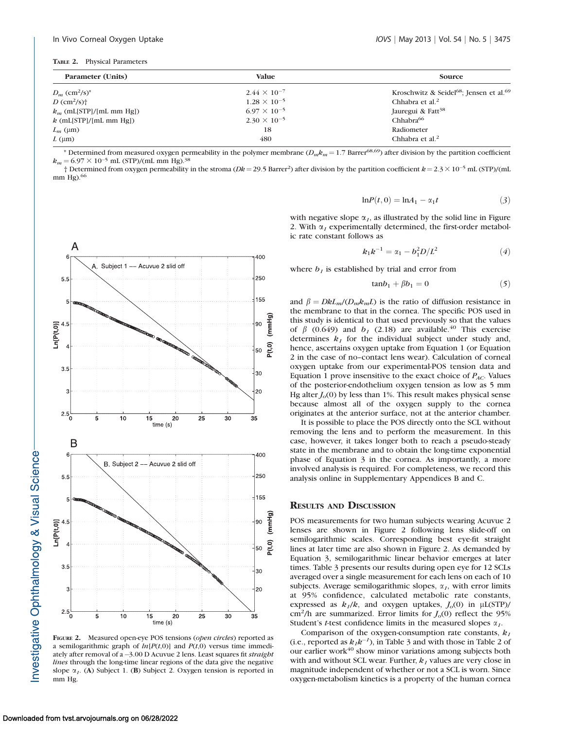**TABLE 2.** Physical Parameters

| Parameter (Units) | Value | Source |
|---|---|---|
| $D_m$ (cm$^2$/s)* | $2.44 \times 10^{-7}$ | Kroschwitz & Seidel[68]; Jensen et al.[69] |
| $D$ (cm$^2$/s)† | $1.28 \times 10^{-5}$ | Chhabra et al.[2] |
| $k_m$ (mL[STP]/[mL mm Hg]) | $6.97 \times 10^{-5}$ | Jauregui & Fatt[38] |
| $k$ (mL[STP]/[mL mm Hg]) | $2.30 \times 10^{-5}$ | Chhabra[66] |
| $L_m$ (μm) | 18 | Radiometer |
| $L$ (μm) | 480 | Chhabra et al.[2] |

\* Determined from measured oxygen permeability in the polymer membrane ($D_m k_m = 1.7$ Barrer[68,69]) after division by the partition coefficient $k_m = 6.97 \times 10^{-5}$ mL (STP)/(mL mm Hg).[38]

† Determined from oxygen permeability in the stroma ($Dk = 29.5$ Barrer[2]) after division by the partition coefficient $k = 2.3 \times 10^{-5}$ mL (STP)/(mL mm Hg).[66]

**FIGURE 2.** Measured open-eye POS tensions (*open circles*) reported as a semilogarithmic graph of $ln[P(t,0)]$ and $P(t,0)$ versus time immediately after removal of a –3.00 D Acuvue 2 lens. Least squares fit *straight lines* through the long-time linear regions of the data give the negative slope $\alpha_1$. (**A**) Subject 1. (**B**) Subject 2. Oxygen tension is reported in mm Hg.

$$\ln P(t,0) = \ln A_1 - \alpha_1 t \tag{3}$$

with negative slope $\alpha_1$, as illustrated by the solid line in Figure 2. With $\alpha_1$ experimentally determined, the first-order metabolic rate constant follows as

$$k_1 k^{-1} = \alpha_1 - b_1^2 D/L^2 \tag{4}$$

where $b_1$ is established by trial and error from

$$\tan b_1 + \beta b_1 = 0 \tag{5}$$

and $\beta = DkL_m/(D_m k_m L)$ is the ratio of diffusion resistance in the membrane to that in the cornea. The specific POS used in this study is identical to that used previously so that the values of $\beta$ (0.649) and $b_1$ (2.18) are available.[40] This exercise determines $k_1$ for the individual subject under study and, hence, ascertains oxygen uptake from Equation 1 (or Equation 2 in the case of no–contact lens wear). Calculation of corneal oxygen uptake from our experimental-POS tension data and Equation 1 prove insensitive to the exact choice of $P_{AC}$. Values of the posterior-endothelium oxygen tension as low as 5 mm Hg alter $J_o(0)$ by less than 1%. This result makes physical sense because almost all of the oxygen supply to the cornea originates at the anterior surface, not at the anterior chamber.

It is possible to place the POS directly onto the SCL without removing the lens and to perform the measurement. In this case, however, it takes longer both to reach a pseudo-steady state in the membrane and to obtain the long-time exponential phase of Equation 3 in the cornea. As importantly, a more involved analysis is required. For completeness, we record this analysis online in Supplementary Appendices B and C.

## RESULTS AND DISCUSSION

POS measurements for two human subjects wearing Acuvue 2 lenses are shown in Figure 2 following lens slide-off on semilogarithmic scales. Corresponding best eye-fit straight lines at later time are also shown in Figure 2. As demanded by Equation 3, semilogarithmic linear behavior emerges at later times. Table 3 presents our results during open eye for 12 SCLs averaged over a single measurement for each lens on each of 10 subjects. Average semilogarithmic slopes, $\alpha_1$, with error limits at 95% confidence, calculated metabolic rate constants, expressed as $k_1/k$, and oxygen uptakes, $J_o(0)$ in μL(STP)/cm$^2$/h are summarized. Error limits for $J_o(0)$ reflect the 95% Student's *t*-test confidence limits in the measured slopes $\alpha_1$.

Comparison of the oxygen-consumption rate constants, $k_1$ (i.e., reported as $k_1 k^{-1}$), in Table 3 and with those in Table 2 of our earlier work[40] show minor variations among subjects both with and without SCL wear. Further, $k_1$ values are very close in magnitude independent of whether or not a SCL is worn. Since oxygen-metabolism kinetics is a property of the human cornea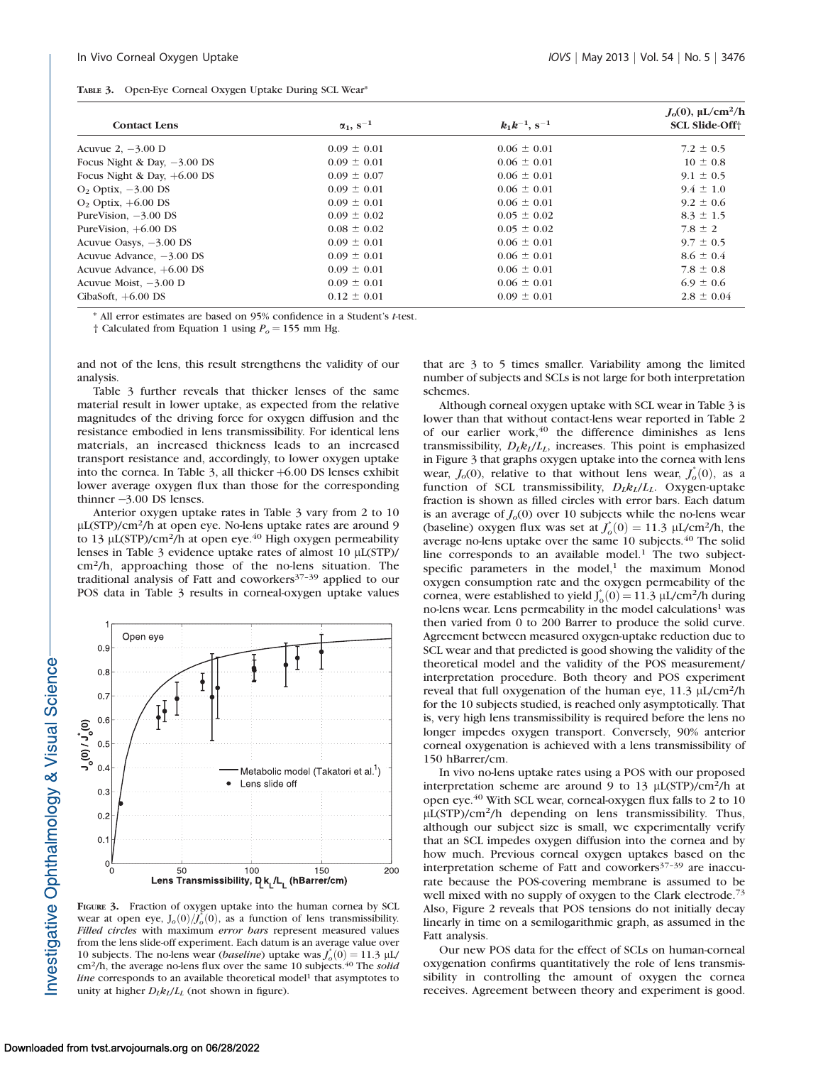**TABLE 3.** Open-Eye Corneal Oxygen Uptake During SCL Wear*

| Contact Lens | $\alpha_1$, $s^{-1}$ | $k_1k^{-1}$, $s^{-1}$ | $J_o(0)$, $\mu L/cm^2/h$ SCL Slide-Off† |
|---|---|---|---|
| Acuvue 2, −3.00 D | 0.09 ± 0.01 | 0.06 ± 0.01 | 7.2 ± 0.5 |
| Focus Night & Day, −3.00 DS | 0.09 ± 0.01 | 0.06 ± 0.01 | 10 ± 0.8 |
| Focus Night & Day, +6.00 DS | 0.09 ± 0.07 | 0.06 ± 0.01 | 9.1 ± 0.5 |
| $O_2$ Optix, −3.00 DS | 0.09 ± 0.01 | 0.06 ± 0.01 | 9.4 ± 1.0 |
| $O_2$ Optix, +6.00 DS | 0.09 ± 0.01 | 0.06 ± 0.01 | 9.2 ± 0.6 |
| PureVision, −3.00 DS | 0.09 ± 0.02 | 0.05 ± 0.02 | 8.3 ± 1.5 |
| PureVision, +6.00 DS | 0.08 ± 0.02 | 0.05 ± 0.02 | 7.8 ± 2 |
| Acuvue Oasys, −3.00 DS | 0.09 ± 0.01 | 0.06 ± 0.01 | 9.7 ± 0.5 |
| Acuvue Advance, −3.00 DS | 0.09 ± 0.01 | 0.06 ± 0.01 | 8.6 ± 0.4 |
| Acuvue Advance, +6.00 DS | 0.09 ± 0.01 | 0.06 ± 0.01 | 7.8 ± 0.8 |
| Acuvue Moist, −3.00 D | 0.09 ± 0.01 | 0.06 ± 0.01 | 6.9 ± 0.6 |
| CibaSoft, +6.00 DS | 0.12 ± 0.01 | 0.09 ± 0.01 | 2.8 ± 0.04 |

\* All error estimates are based on 95% confidence in a Student's *t*-test.

† Calculated from Equation 1 using $P_o = 155$ mm Hg.

and not of the lens, this result strengthens the validity of our analysis.

Table 3 further reveals that thicker lenses of the same material result in lower uptake, as expected from the relative magnitudes of the driving force for oxygen diffusion and the resistance embodied in lens transmissibility. For identical lens materials, an increased thickness leads to an increased transport resistance and, accordingly, to lower oxygen uptake into the cornea. In Table 3, all thicker +6.00 DS lenses exhibit lower average oxygen flux than those for the corresponding thinner −3.00 DS lenses.

Anterior oxygen uptake rates in Table 3 vary from 2 to 10 $\mu$L(STP)/cm$^2$/h at open eye. No-lens uptake rates are around 9 to 13 $\mu$L(STP)/cm$^2$/h at open eye.[40] High oxygen permeability lenses in Table 3 evidence uptake rates of almost 10 $\mu$L(STP)/cm$^2$/h, approaching those of the no-lens situation. The traditional analysis of Fatt and coworkers[37–39] applied to our POS data in Table 3 results in corneal-oxygen uptake values that are 3 to 5 times smaller. Variability among the limited number of subjects and SCLs is not large for both interpretation schemes.

**FIGURE 3.** Fraction of oxygen uptake into the human cornea by SCL wear at open eye, $J_o(0)/J_o^*(0)$, as a function of lens transmissibility. *Filled circles* with maximum *error bars* represent measured values from the lens slide-off experiment. Each datum is an average value over 10 subjects. The no-lens wear (*baseline*) uptake was $J_o^*(0) = 11.3$ $\mu$L/cm$^2$/h, the average no-lens flux over the same 10 subjects.[40] The *solid line* corresponds to an available theoretical model[1] that asymptotes to unity at higher $D_Lk_L/L_L$ (not shown in figure).

Although corneal oxygen uptake with SCL wear in Table 3 is lower than that without contact-lens wear reported in Table 2 of our earlier work,[40] the difference diminishes as lens transmissibility, $D_Lk_L/L_L$, increases. This point is emphasized in Figure 3 that graphs oxygen uptake into the cornea with lens wear, $J_o(0)$, relative to that without lens wear, $J_o^*(0)$, as a function of SCL transmissibility, $D_Lk_L/L_L$. Oxygen-uptake fraction is shown as filled circles with error bars. Each datum is an average of $J_o(0)$ over 10 subjects while the no-lens wear (baseline) oxygen flux was set at $J_o^*(0) = 11.3$ $\mu$L/cm$^2$/h, the average no-lens uptake over the same 10 subjects.[40] The solid line corresponds to an available model.[1] The two subject-specific parameters in the model,[1] the maximum Monod oxygen consumption rate and the oxygen permeability of the cornea, were established to yield $J_o^*(0) = 11.3$ $\mu$L/cm$^2$/h during no-lens wear. Lens permeability in the model calculations[1] was then varied from 0 to 200 Barrer to produce the solid curve. Agreement between measured oxygen-uptake reduction due to SCL wear and that predicted is good showing the validity of the theoretical model and the validity of the POS measurement/interpretation procedure. Both theory and POS experiment reveal that full oxygenation of the human eye, 11.3 $\mu$L/cm$^2$/h for the 10 subjects studied, is reached only asymptotically. That is, very high lens transmissibility is required before the lens no longer impedes oxygen transport. Conversely, 90% anterior corneal oxygenation is achieved with a lens transmissibility of 150 hBarrer/cm.

In vivo no-lens uptake rates using a POS with our proposed interpretation scheme are around 9 to 13 $\mu$L(STP)/cm$^2$/h at open eye.[40] With SCL wear, corneal-oxygen flux falls to 2 to 10 $\mu$L(STP)/cm$^2$/h depending on lens transmissibility. Thus, although our subject size is small, we experimentally verify that an SCL impedes oxygen diffusion into the cornea and by how much. Previous corneal oxygen uptakes based on the interpretation scheme of Fatt and coworkers[37–39] are inaccurate because the POS-covering membrane is assumed to be well mixed with no supply of oxygen to the Clark electrode.[73] Also, Figure 2 reveals that POS tensions do not initially decay linearly in time on a semilogarithmic graph, as assumed in the Fatt analysis.

Our new POS data for the effect of SCLs on human-corneal oxygenation confirms quantitatively the role of lens transmissibility in controlling the amount of oxygen the cornea receives. Agreement between theory and experiment is good.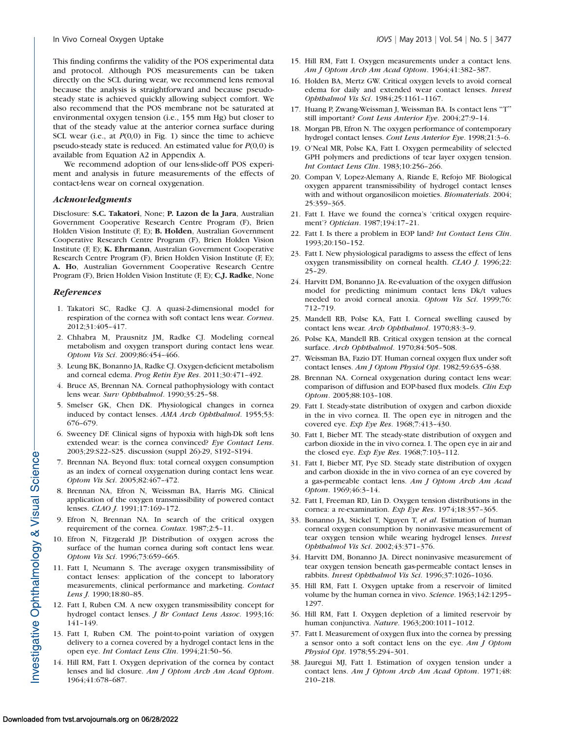This finding confirms the validity of the POS experimental data and protocol. Although POS measurements can be taken directly on the SCL during wear, we recommend lens removal because the analysis is straightforward and because pseudo-steady state is achieved quickly allowing subject comfort. We also recommend that the POS membrane not be saturated at environmental oxygen tension (i.e., 155 mm Hg) but closer to that of the steady value at the anterior cornea surface during SCL wear (i.e., at $P(0,0)$ in Fig. 1) since the time to achieve pseudo-steady state is reduced. An estimated value for $P(0,0)$ is available from Equation A2 in Appendix A.

We recommend adoption of our lens-slide-off POS experiment and analysis in future measurements of the effects of contact-lens wear on corneal oxygenation.

### *Acknowledgments*

Disclosure: **S.C. Takatori**, None; **P. Lazon de la Jara**, Australian Government Cooperative Research Centre Program (F), Brien Holden Vision Institute (F, E); **B. Holden**, Australian Government Cooperative Research Centre Program (F), Brien Holden Vision Institute (F, E); **K. Ehrmann**, Australian Government Cooperative Research Centre Program (F), Brien Holden Vision Institute (F, E); **A. Ho**, Australian Government Cooperative Research Centre Program (F), Brien Holden Vision Institute (F, E); **C.J. Radke**, None

### *References*

1. Takatori SC, Radke CJ. A quasi-2-dimensional model for respiration of the cornea with soft contact lens wear. *Cornea*. 2012;31:405–417.
2. Chhabra M, Prausnitz JM, Radke CJ. Modeling corneal metabolism and oxygen transport during contact lens wear. *Optom Vis Sci*. 2009;86:454–466.
3. Leung BK, Bonanno JA, Radke CJ. Oxygen-deficient metabolism and corneal edema. *Prog Retin Eye Res*. 2011;30:471–492.
4. Bruce AS, Brennan NA. Corneal pathophysiology with contact lens wear. *Surv Ophthalmol*. 1990;35:25–58.
5. Smelser GK, Chen DK. Physiological changes in cornea induced by contact lenses. *AMA Arch Ophthalmol*. 1955;53: 676–679.
6. Sweeney DF. Clinical signs of hypoxia with high-Dk soft lens extended wear: is the cornea convinced? *Eye Contact Lens*. 2003;29:S22–S25. discussion (suppl 26)-29, S192–S194.
7. Brennan NA. Beyond flux: total corneal oxygen consumption as an index of corneal oxygenation during contact lens wear. *Optom Vis Sci*. 2005;82:467–472.
8. Brennan NA, Efron N, Weissman BA, Harris MG. Clinical application of the oxygen transmissibility of powered contact lenses. *CLAO J*. 1991;17:169–172.
9. Efron N, Brennan NA. In search of the critical oxygen requirement of the cornea. *Contax*. 1987;2:5–11.
10. Efron N, Fitzgerald JP. Distribution of oxygen across the surface of the human cornea during soft contact lens wear. *Optom Vis Sci*. 1996;73:659–665.
11. Fatt I, Neumann S. The average oxygen transmissibility of contact lenses: application of the concept to laboratory measurements, clinical performance and marketing. *Contact Lens J*. 1990;18:80–85.
12. Fatt I, Ruben CM. A new oxygen transmissibility concept for hydrogel contact lenses. *J Br Contact Lens Assoc*. 1993;16: 141–149.
13. Fatt I, Ruben CM. The point-to-point variation of oxygen delivery to a cornea covered by a hydrogel contact lens in the open eye. *Int Contact Lens Clin*. 1994;21:50–56.
14. Hill RM, Fatt I. Oxygen deprivation of the cornea by contact lenses and lid closure. *Am J Optom Arch Am Acad Optom*. 1964;41:678–687.
15. Hill RM, Fatt I. Oxygen measurements under a contact lens. *Am J Optom Arch Am Acad Optom*. 1964;41:382–387.
16. Holden BA, Mertz GW. Critical oxygen levels to avoid corneal edema for daily and extended wear contact lenses. *Invest Ophthalmol Vis Sci*. 1984;25:1161–1167.
17. Huang P, Zwang-Weissman J, Weissman BA. Is contact lens "T" still important? *Cont Lens Anterior Eye*. 2004;27:9–14.
18. Morgan PB, Efron N. The oxygen performance of contemporary hydrogel contact lenses. *Cont Lens Anterior Eye*. 1998;21:3–6.
19. O'Neal MR, Polse KA, Fatt I. Oxygen permeability of selected GPH polymers and predictions of tear layer oxygen tension. *Int Contact Lens Clin*. 1983;10:256–266.
20. Compan V, Lopez-Alemany A, Riande E, Refojo MF. Biological oxygen apparent transmissibility of hydrogel contact lenses with and without organosilicon moieties. *Biomaterials*. 2004; 25:359–365.
21. Fatt I. Have we found the cornea's 'critical oxygen requirement'? *Optician*. 1987;194:17–21.
22. Fatt I. Is there a problem in EOP land? *Int Contact Lens Clin*. 1993;20:150–152.
23. Fatt I. New physiological paradigms to assess the effect of lens oxygen transmissibility on corneal health. *CLAO J*. 1996;22: 25–29.
24. Harvitt DM, Bonanno JA. Re-evaluation of the oxygen diffusion model for predicting minimum contact lens Dk/t values needed to avoid corneal anoxia. *Optom Vis Sci*. 1999;76: 712–719.
25. Mandell RB, Polse KA, Fatt I. Corneal swelling caused by contact lens wear. *Arch Ophthalmol*. 1970;83:3–9.
26. Polse KA, Mandell RB. Critical oxygen tension at the corneal surface. *Arch Ophthalmol*. 1970;84:505–508.
27. Weissman BA, Fazio DT. Human corneal oxygen flux under soft contact lenses. *Am J Optom Physiol Opt*. 1982;59:635–638.
28. Brennan NA. Corneal oxygenation during contact lens wear: comparison of diffusion and EOP-based flux models. *Clin Exp Optom*. 2005;88:103–108.
29. Fatt I. Steady-state distribution of oxygen and carbon dioxide in the in vivo cornea. II. The open eye in nitrogen and the covered eye. *Exp Eye Res*. 1968;7:413–430.
30. Fatt I, Bieber MT. The steady-state distribution of oxygen and carbon dioxide in the in vivo cornea. I. The open eye in air and the closed eye. *Exp Eye Res*. 1968;7:103–112.
31. Fatt I, Bieber MT, Pye SD. Steady state distribution of oxygen and carbon dioxide in the in vivo cornea of an eye covered by a gas-permeable contact lens. *Am J Optom Arch Am Acad Optom*. 1969;46:3–14.
32. Fatt I, Freeman RD, Lin D. Oxygen tension distributions in the cornea: a re-examination. *Exp Eye Res*. 1974;18:357–365.
33. Bonanno JA, Stickel T, Nguyen T, *et al*. Estimation of human corneal oxygen consumption by noninvasive measurement of tear oxygen tension while wearing hydrogel lenses. *Invest Ophthalmol Vis Sci*. 2002;43:371–376.
34. Harvitt DM, Bonanno JA. Direct noninvasive measurement of tear oxygen tension beneath gas-permeable contact lenses in rabbits. *Invest Ophthalmol Vis Sci*. 1996;37:1026–1036.
35. Hill RM, Fatt I. Oxygen uptake from a reservoir of limited volume by the human cornea in vivo. *Science*. 1963;142:1295–1297.
36. Hill RM, Fatt I. Oxygen depletion of a limited reservoir by human conjunctiva. *Nature*. 1963;200:1011–1012.
37. Fatt I. Measurement of oxygen flux into the cornea by pressing a sensor onto a soft contact lens on the eye. *Am J Optom Physiol Opt*. 1978;55:294–301.
38. Jauregui MJ, Fatt I. Estimation of oxygen tension under a contact lens. *Am J Optom Arch Am Acad Optom*. 1971;48: 210–218.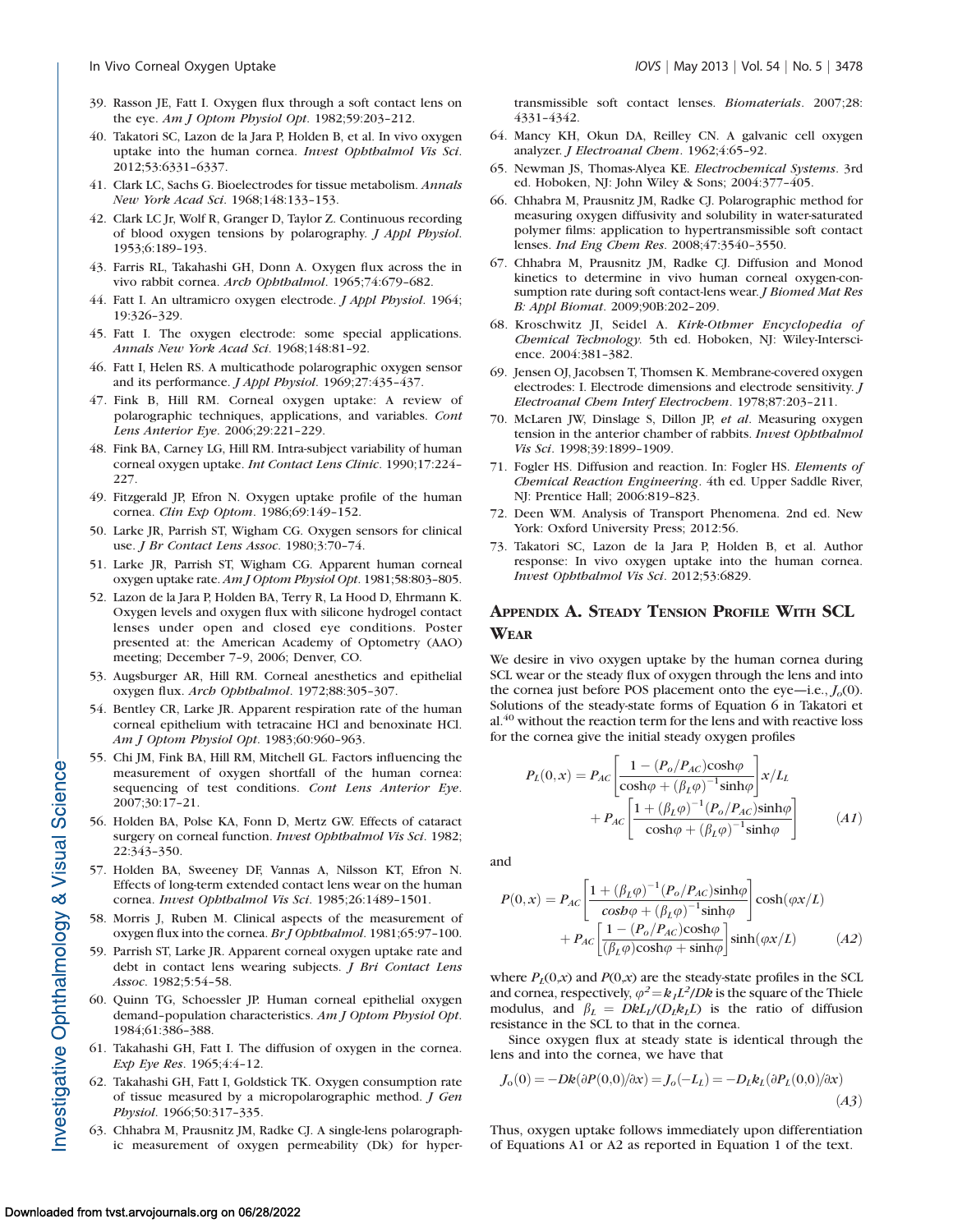39. Rasson JE, Fatt I. Oxygen flux through a soft contact lens on the eye. *Am J Optom Physiol Opt*. 1982;59:203–212.
40. Takatori SC, Lazon de la Jara P, Holden B, et al. In vivo oxygen uptake into the human cornea. *Invest Ophthalmol Vis Sci*. 2012;53:6331–6337.
41. Clark LC, Sachs G. Bioelectrodes for tissue metabolism. *Annals New York Acad Sci*. 1968;148:133–153.
42. Clark LC Jr, Wolf R, Granger D, Taylor Z. Continuous recording of blood oxygen tensions by polarography. *J Appl Physiol*. 1953;6:189–193.
43. Farris RL, Takahashi GH, Donn A. Oxygen flux across the in vivo rabbit cornea. *Arch Ophthalmol*. 1965;74:679–682.
44. Fatt I. An ultramicro oxygen electrode. *J Appl Physiol*. 1964; 19:326–329.
45. Fatt I. The oxygen electrode: some special applications. *Annals New York Acad Sci*. 1968;148:81–92.
46. Fatt I, Helen RS. A multicathode polarographic oxygen sensor and its performance. *J Appl Physiol*. 1969;27:435–437.
47. Fink B, Hill RM. Corneal oxygen uptake: A review of polarographic techniques, applications, and variables. *Cont Lens Anterior Eye*. 2006;29:221–229.
48. Fink BA, Carney LG, Hill RM. Intra-subject variability of human corneal oxygen uptake. *Int Contact Lens Clinic*. 1990;17:224–227.
49. Fitzgerald JP, Efron N. Oxygen uptake profile of the human cornea. *Clin Exp Optom*. 1986;69:149–152.
50. Larke JR, Parrish ST, Wigham CG. Oxygen sensors for clinical use. *J Br Contact Lens Assoc*. 1980;3:70–74.
51. Larke JR, Parrish ST, Wigham CG. Apparent human corneal oxygen uptake rate. *Am J Optom Physiol Opt*. 1981;58:803–805.
52. Lazon de la Jara P, Holden BA, Terry R, La Hood D, Ehrmann K. Oxygen levels and oxygen flux with silicone hydrogel contact lenses under open and closed eye conditions. Poster presented at: the American Academy of Optometry (AAO) meeting; December 7–9, 2006; Denver, CO.
53. Augsburger AR, Hill RM. Corneal anesthetics and epithelial oxygen flux. *Arch Ophthalmol*. 1972;88:305–307.
54. Bentley CR, Larke JR. Apparent respiration rate of the human corneal epithelium with tetracaine HCl and benoxinate HCl. *Am J Optom Physiol Opt*. 1983;60:960–963.
55. Chi JM, Fink BA, Hill RM, Mitchell GL. Factors influencing the measurement of oxygen shortfall of the human cornea: sequencing of test conditions. *Cont Lens Anterior Eye*. 2007;30:17–21.
56. Holden BA, Polse KA, Fonn D, Mertz GW. Effects of cataract surgery on corneal function. *Invest Ophthalmol Vis Sci*. 1982; 22:343–350.
57. Holden BA, Sweeney DF, Vannas A, Nilsson KT, Efron N. Effects of long-term extended contact lens wear on the human cornea. *Invest Ophthalmol Vis Sci*. 1985;26:1489–1501.
58. Morris J, Ruben M. Clinical aspects of the measurement of oxygen flux into the cornea. *Br J Ophthalmol*. 1981;65:97–100.
59. Parrish ST, Larke JR. Apparent corneal oxygen uptake rate and debt in contact lens wearing subjects. *J Bri Contact Lens Assoc*. 1982;5:54–58.
60. Quinn TG, Schoessler JP. Human corneal epithelial oxygen demand–population characteristics. *Am J Optom Physiol Opt*. 1984;61:386–388.
61. Takahashi GH, Fatt I. The diffusion of oxygen in the cornea. *Exp Eye Res*. 1965;4:4–12.
62. Takahashi GH, Fatt I, Goldstick TK. Oxygen consumption rate of tissue measured by a micropolarographic method. *J Gen Physiol*. 1966;50:317–335.
63. Chhabra M, Prausnitz JM, Radke CJ. A single-lens polarographic measurement of oxygen permeability (Dk) for hypertransmissible soft contact lenses. *Biomaterials*. 2007;28: 4331–4342.
64. Mancy KH, Okun DA, Reilley CN. A galvanic cell oxygen analyzer. *J Electroanal Chem*. 1962;4:65–92.
65. Newman JS, Thomas-Alyea KE. *Electrochemical Systems*. 3rd ed. Hoboken, NJ: John Wiley & Sons; 2004:377–405.
66. Chhabra M, Prausnitz JM, Radke CJ. Polarographic method for measuring oxygen diffusivity and solubility in water-saturated polymer films: application to hypertransmissible soft contact lenses. *Ind Eng Chem Res*. 2008;47:3540–3550.
67. Chhabra M, Prausnitz JM, Radke CJ. Diffusion and Monod kinetics to determine in vivo human corneal oxygen-consumption rate during soft contact-lens wear. *J Biomed Mat Res B: Appl Biomat*. 2009;90B:202–209.
68. Kroschwitz JI, Seidel A. *Kirk-Othmer Encyclopedia of Chemical Technology*. 5th ed. Hoboken, NJ: Wiley-Interscience. 2004:381–382.
69. Jensen OJ, Jacobsen T, Thomsen K. Membrane-covered oxygen electrodes: I. Electrode dimensions and electrode sensitivity. *J Electroanal Chem Interf Electrochem*. 1978;87:203–211.
70. McLaren JW, Dinslage S, Dillon JP, *et al*. Measuring oxygen tension in the anterior chamber of rabbits. *Invest Ophthalmol Vis Sci*. 1998;39:1899–1909.
71. Fogler HS. Diffusion and reaction. In: Fogler HS. *Elements of Chemical Reaction Engineering*. 4th ed. Upper Saddle River, NJ: Prentice Hall; 2006:819–823.
72. Deen WM. Analysis of Transport Phenomena. 2nd ed. New York: Oxford University Press; 2012:56.
73. Takatori SC, Lazon de la Jara P, Holden B, et al. Author response: In vivo oxygen uptake into the human cornea. *Invest Ophthalmol Vis Sci*. 2012;53:6829.

## Appendix A. Steady Tension Profile With SCL Wear

We desire in vivo oxygen uptake by the human cornea during SCL wear or the steady flux of oxygen through the lens and into the cornea just before POS placement onto the eye—i.e., $J_o(0)$. Solutions of the steady-state forms of Equation 6 in Takatori et al.[40] without the reaction term for the lens and with reactive loss for the cornea give the initial steady oxygen profiles

$$P_L(0,x) = P_{AC}\left[\frac{1-(P_o/P_{AC})\cosh\varphi}{\cosh\varphi + (\beta_L\varphi)^{-1}\sinh\varphi}\right]x/L_L + P_{AC}\left[\frac{1+(\beta_L\varphi)^{-1}(P_o/P_{AC})\sinh\varphi}{\cosh\varphi + (\beta_L\varphi)^{-1}\sinh\varphi}\right] \quad (A1)$$

and

$$P(0,x) = P_{AC}\left[\frac{1+(\beta_L\varphi)^{-1}(P_o/P_{AC})\sinh\varphi}{\cosh\varphi + (\beta_L\varphi)^{-1}\sinh\varphi}\right]\cosh(\varphi x/L) + P_{AC}\left[\frac{1-(P_o/P_{AC})\cosh\varphi}{(\beta_L\varphi)\cosh\varphi + \sinh\varphi}\right]\sinh(\varphi x/L) \quad (A2)$$

where $P_L(0,x)$ and $P(0,x)$ are the steady-state profiles in the SCL and cornea, respectively, $\varphi^2 = k_r L^2/Dk$ is the square of the Thiele modulus, and $\beta_L = DkL_L/(D_L k_L L)$ is the ratio of diffusion resistance in the SCL to that in the cornea.

Since oxygen flux at steady state is identical through the lens and into the cornea, we have that

$$J_o(0) = -Dk(\partial P(0,0)/\partial x) = J_o(-L_L) = -D_L k_L(\partial P_L(0,0)/\partial x) \quad (A3)$$

Thus, oxygen uptake follows immediately upon differentiation of Equations A1 or A2 as reported in Equation 1 of the text.